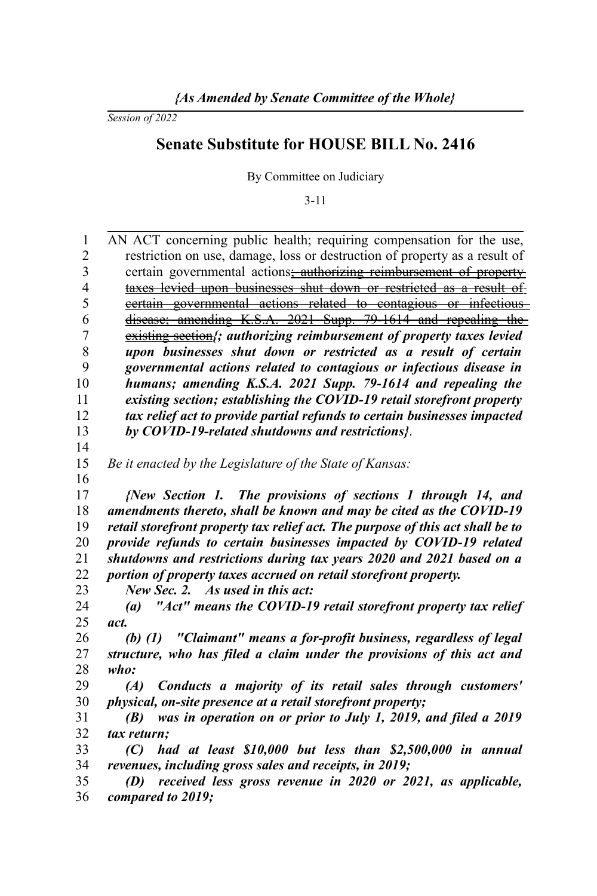*{As Amended by Senate Committee of the Whole}*

*Session of 2022*

# Senate Substitute for HOUSE BILL No. 2416

By Committee on Judiciary

3-11

AN ACT concerning public health; requiring compensation for the use, restriction on use, damage, loss or destruction of property as a result of certain governmental actions~~; authorizing reimbursement of property taxes levied upon businesses shut down or restricted as a result of certain governmental actions related to contagious or infectious disease; amending K.S.A. 2021 Supp. 79-1614 and repealing the existing section~~***{; authorizing reimbursement of property taxes levied upon businesses shut down or restricted as a result of certain governmental actions related to contagious or infectious disease in humans; amending K.S.A. 2021 Supp. 79-1614 and repealing the existing section; establishing the COVID-19 retail storefront property tax relief act to provide partial refunds to certain businesses impacted by COVID-19-related shutdowns and restrictions}***.

*Be it enacted by the Legislature of the State of Kansas:*

***{New Section 1. The provisions of sections 1 through 14, and amendments thereto, shall be known and may be cited as the COVID-19 retail storefront property tax relief act. The purpose of this act shall be to provide refunds to certain businesses impacted by COVID-19 related shutdowns and restrictions during tax years 2020 and 2021 based on a portion of property taxes accrued on retail storefront property.***

***New Sec. 2. As used in this act:***

***(a) "Act" means the COVID-19 retail storefront property tax relief act.***

***(b) (1) "Claimant" means a for-profit business, regardless of legal structure, who has filed a claim under the provisions of this act and who:***

***(A) Conducts a majority of its retail sales through customers' physical, on-site presence at a retail storefront property;***

***(B) was in operation on or prior to July 1, 2019, and filed a 2019 tax return;***

***(C) had at least $10,000 but less than $2,500,000 in annual revenues, including gross sales and receipts, in 2019;***

***(D) received less gross revenue in 2020 or 2021, as applicable, compared to 2019;***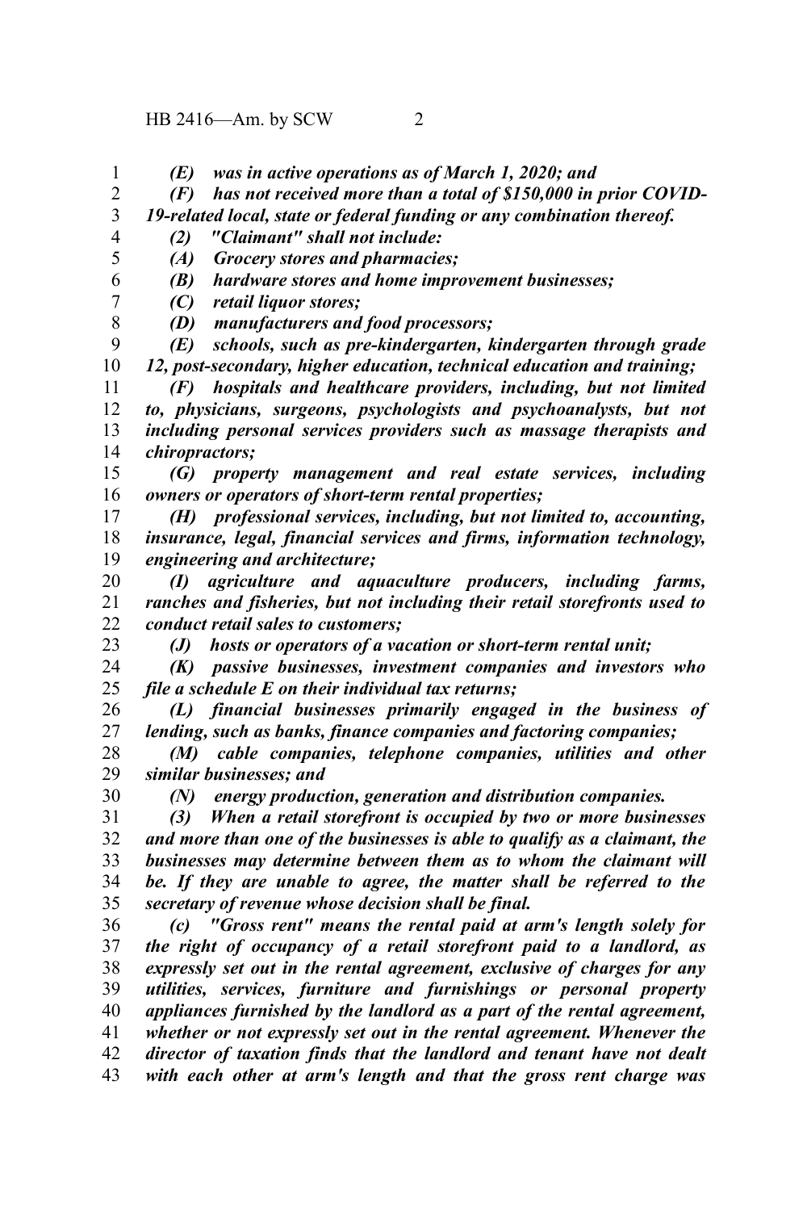*(E) was in active operations as of March 1, 2020; and*

*(F) has not received more than a total of $150,000 in prior COVID-19-related local, state or federal funding or any combination thereof.*

*(2) "Claimant" shall not include:*

*(A) Grocery stores and pharmacies;*

*(B) hardware stores and home improvement businesses;*

*(C) retail liquor stores;*

*(D) manufacturers and food processors;*

*(E) schools, such as pre-kindergarten, kindergarten through grade 12, post-secondary, higher education, technical education and training;*

*(F) hospitals and healthcare providers, including, but not limited to, physicians, surgeons, psychologists and psychoanalysts, but not including personal services providers such as massage therapists and chiropractors;*

*(G) property management and real estate services, including owners or operators of short-term rental properties;*

*(H) professional services, including, but not limited to, accounting, insurance, legal, financial services and firms, information technology, engineering and architecture;*

*(I) agriculture and aquaculture producers, including farms, ranches and fisheries, but not including their retail storefronts used to conduct retail sales to customers;*

*(J) hosts or operators of a vacation or short-term rental unit;*

*(K) passive businesses, investment companies and investors who file a schedule E on their individual tax returns;*

*(L) financial businesses primarily engaged in the business of lending, such as banks, finance companies and factoring companies;*

*(M) cable companies, telephone companies, utilities and other similar businesses; and*

*(N) energy production, generation and distribution companies.*

*(3) When a retail storefront is occupied by two or more businesses and more than one of the businesses is able to qualify as a claimant, the businesses may determine between them as to whom the claimant will be. If they are unable to agree, the matter shall be referred to the secretary of revenue whose decision shall be final.*

*(c) "Gross rent" means the rental paid at arm's length solely for the right of occupancy of a retail storefront paid to a landlord, as expressly set out in the rental agreement, exclusive of charges for any utilities, services, furniture and furnishings or personal property appliances furnished by the landlord as a part of the rental agreement, whether or not expressly set out in the rental agreement. Whenever the director of taxation finds that the landlord and tenant have not dealt with each other at arm's length and that the gross rent charge was*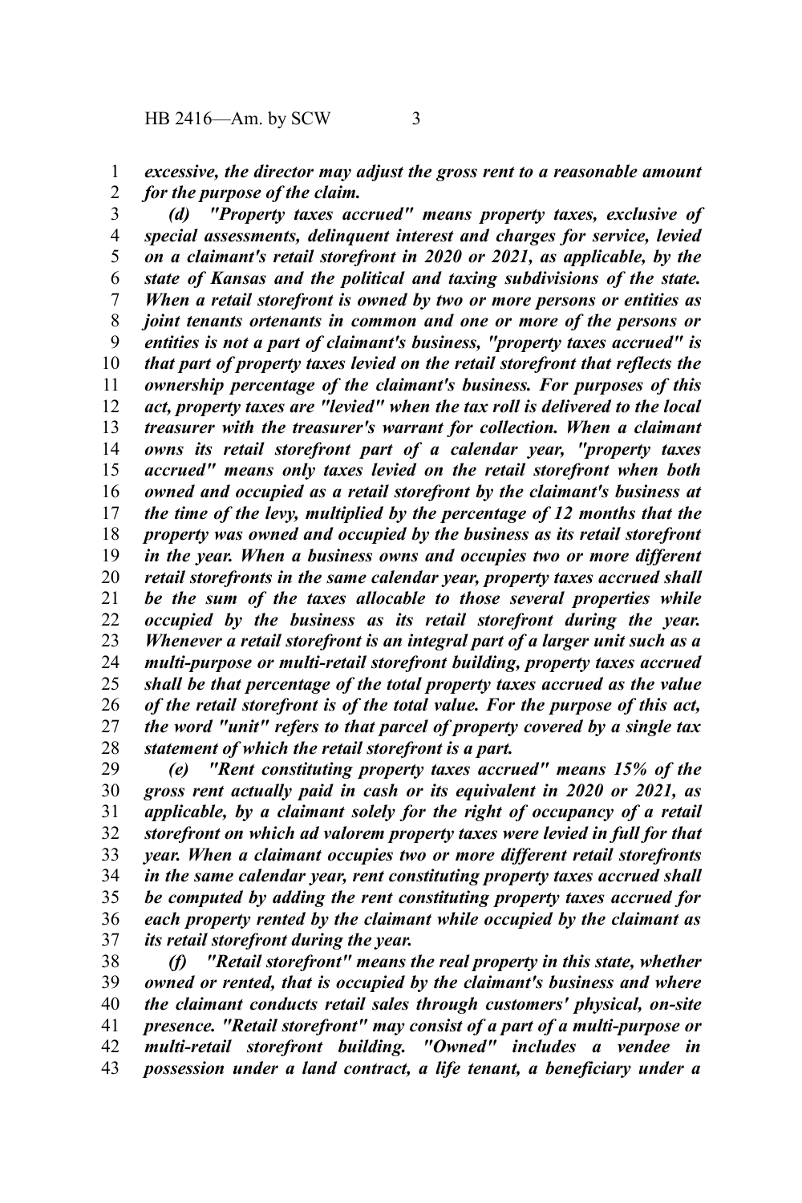*excessive, the director may adjust the gross rent to a reasonable amount for the purpose of the claim.*

*(d) "Property taxes accrued" means property taxes, exclusive of special assessments, delinquent interest and charges for service, levied on a claimant's retail storefront in 2020 or 2021, as applicable, by the state of Kansas and the political and taxing subdivisions of the state. When a retail storefront is owned by two or more persons or entities as joint tenants ortenants in common and one or more of the persons or entities is not a part of claimant's business, "property taxes accrued" is that part of property taxes levied on the retail storefront that reflects the ownership percentage of the claimant's business. For purposes of this act, property taxes are "levied" when the tax roll is delivered to the local treasurer with the treasurer's warrant for collection. When a claimant owns its retail storefront part of a calendar year, "property taxes accrued" means only taxes levied on the retail storefront when both owned and occupied as a retail storefront by the claimant's business at the time of the levy, multiplied by the percentage of 12 months that the property was owned and occupied by the business as its retail storefront in the year. When a business owns and occupies two or more different retail storefronts in the same calendar year, property taxes accrued shall be the sum of the taxes allocable to those several properties while occupied by the business as its retail storefront during the year. Whenever a retail storefront is an integral part of a larger unit such as a multi-purpose or multi-retail storefront building, property taxes accrued shall be that percentage of the total property taxes accrued as the value of the retail storefront is of the total value. For the purpose of this act, the word "unit" refers to that parcel of property covered by a single tax statement of which the retail storefront is a part.*

*(e) "Rent constituting property taxes accrued" means 15% of the gross rent actually paid in cash or its equivalent in 2020 or 2021, as applicable, by a claimant solely for the right of occupancy of a retail storefront on which ad valorem property taxes were levied in full for that year. When a claimant occupies two or more different retail storefronts in the same calendar year, rent constituting property taxes accrued shall be computed by adding the rent constituting property taxes accrued for each property rented by the claimant while occupied by the claimant as its retail storefront during the year.*

*(f) "Retail storefront" means the real property in this state, whether owned or rented, that is occupied by the claimant's business and where the claimant conducts retail sales through customers' physical, on-site presence. "Retail storefront" may consist of a part of a multi-purpose or multi-retail storefront building. "Owned" includes a vendee in possession under a land contract, a life tenant, a beneficiary under a*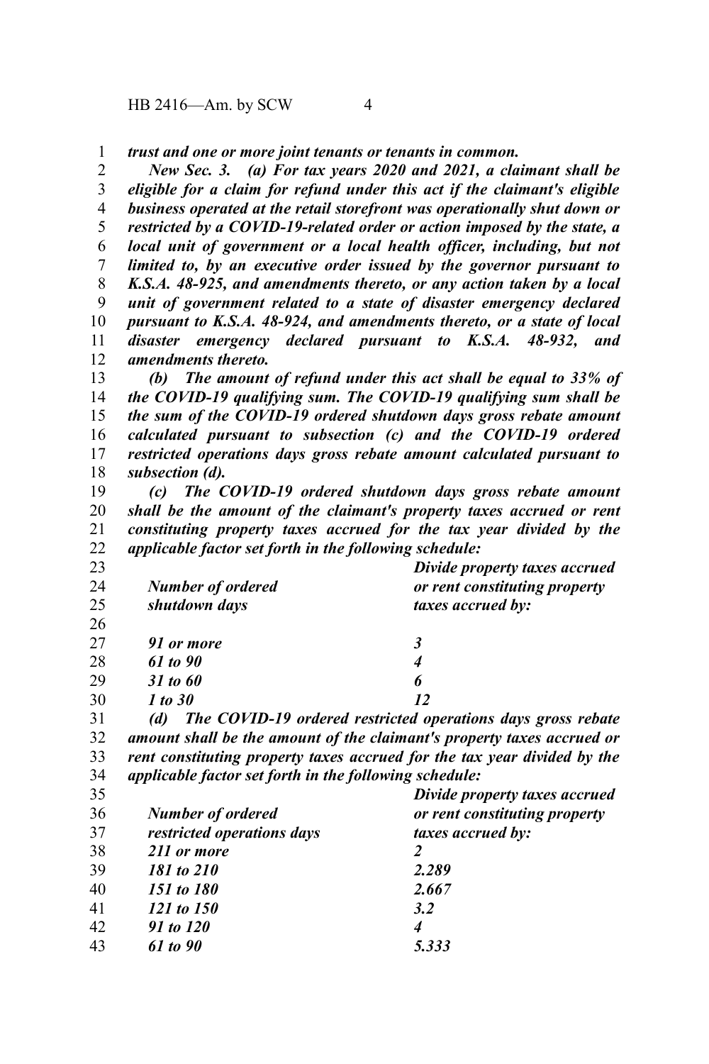*trust and one or more joint tenants or tenants in common.*

*New Sec. 3. (a) For tax years 2020 and 2021, a claimant shall be eligible for a claim for refund under this act if the claimant's eligible business operated at the retail storefront was operationally shut down or restricted by a COVID-19-related order or action imposed by the state, a local unit of government or a local health officer, including, but not limited to, by an executive order issued by the governor pursuant to K.S.A. 48-925, and amendments thereto, or any action taken by a local unit of government related to a state of disaster emergency declared pursuant to K.S.A. 48-924, and amendments thereto, or a state of local disaster emergency declared pursuant to K.S.A. 48-932, and amendments thereto.*

*(b) The amount of refund under this act shall be equal to 33% of the COVID-19 qualifying sum. The COVID-19 qualifying sum shall be the sum of the COVID-19 ordered shutdown days gross rebate amount calculated pursuant to subsection (c) and the COVID-19 ordered restricted operations days gross rebate amount calculated pursuant to subsection (d).*

*(c) The COVID-19 ordered shutdown days gross rebate amount shall be the amount of the claimant's property taxes accrued or rent constituting property taxes accrued for the tax year divided by the applicable factor set forth in the following schedule:*

| *Number of ordered shutdown days* | *Divide property taxes accrued or rent constituting property taxes accrued by:* |
|---|---|
| *91 or more* | *3* |
| *61 to 90* | *4* |
| *31 to 60* | *6* |
| *1 to 30* | *12* |

*(d) The COVID-19 ordered restricted operations days gross rebate amount shall be the amount of the claimant's property taxes accrued or rent constituting property taxes accrued for the tax year divided by the applicable factor set forth in the following schedule:*

| *Number of ordered restricted operations days* | *Divide property taxes accrued or rent constituting property taxes accrued by:* |
|---|---|
| *211 or more* | *2* |
| *181 to 210* | *2.289* |
| *151 to 180* | *2.667* |
| *121 to 150* | *3.2* |
| *91 to 120* | *4* |
| *61 to 90* | *5.333* |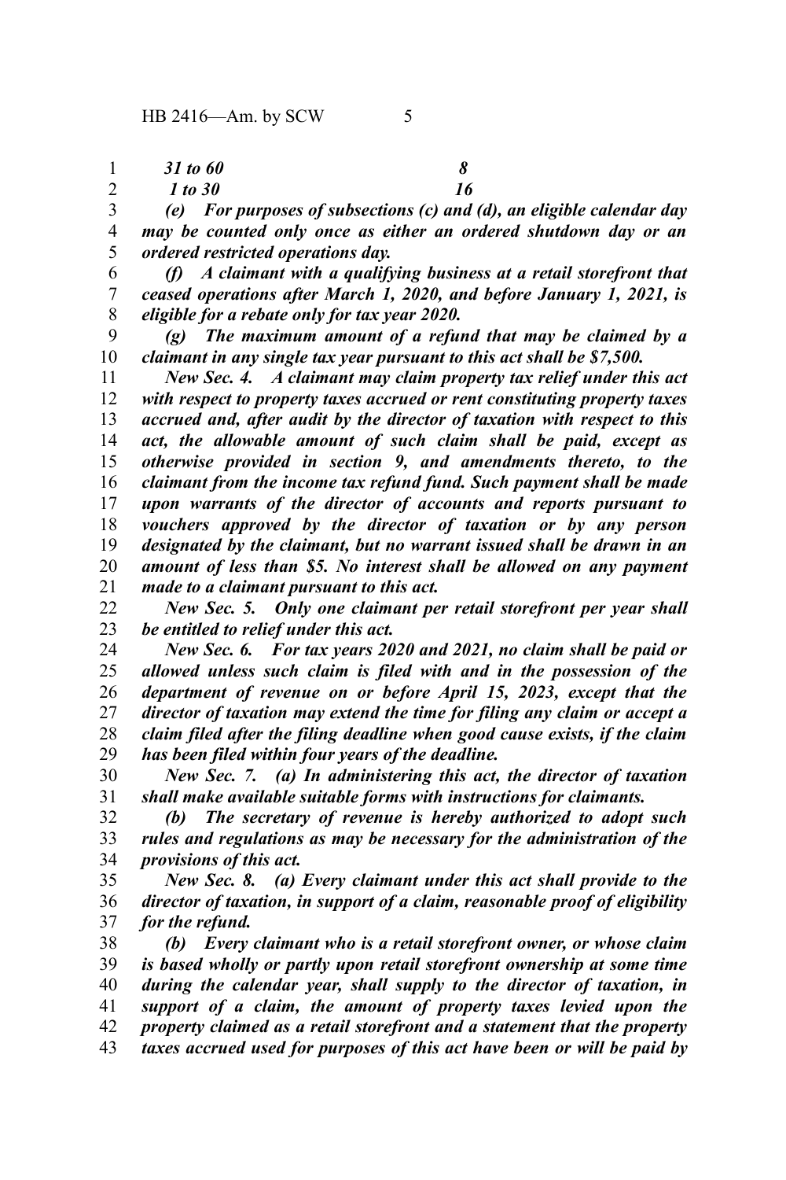| | |
|---|---|
| *31 to 60* | *8* |
| *1 to 30* | *16* |

*(e) For purposes of subsections (c) and (d), an eligible calendar day may be counted only once as either an ordered shutdown day or an ordered restricted operations day.*

*(f) A claimant with a qualifying business at a retail storefront that ceased operations after March 1, 2020, and before January 1, 2021, is eligible for a rebate only for tax year 2020.*

*(g) The maximum amount of a refund that may be claimed by a claimant in any single tax year pursuant to this act shall be $7,500.*

*New Sec. 4. A claimant may claim property tax relief under this act with respect to property taxes accrued or rent constituting property taxes accrued and, after audit by the director of taxation with respect to this act, the allowable amount of such claim shall be paid, except as otherwise provided in section 9, and amendments thereto, to the claimant from the income tax refund fund. Such payment shall be made upon warrants of the director of accounts and reports pursuant to vouchers approved by the director of taxation or by any person designated by the claimant, but no warrant issued shall be drawn in an amount of less than $5. No interest shall be allowed on any payment made to a claimant pursuant to this act.*

*New Sec. 5. Only one claimant per retail storefront per year shall be entitled to relief under this act.*

*New Sec. 6. For tax years 2020 and 2021, no claim shall be paid or allowed unless such claim is filed with and in the possession of the department of revenue on or before April 15, 2023, except that the director of taxation may extend the time for filing any claim or accept a claim filed after the filing deadline when good cause exists, if the claim has been filed within four years of the deadline.*

*New Sec. 7. (a) In administering this act, the director of taxation shall make available suitable forms with instructions for claimants.*

*(b) The secretary of revenue is hereby authorized to adopt such rules and regulations as may be necessary for the administration of the provisions of this act.*

*New Sec. 8. (a) Every claimant under this act shall provide to the director of taxation, in support of a claim, reasonable proof of eligibility for the refund.*

*(b) Every claimant who is a retail storefront owner, or whose claim is based wholly or partly upon retail storefront ownership at some time during the calendar year, shall supply to the director of taxation, in support of a claim, the amount of property taxes levied upon the property claimed as a retail storefront and a statement that the property taxes accrued used for purposes of this act have been or will be paid by*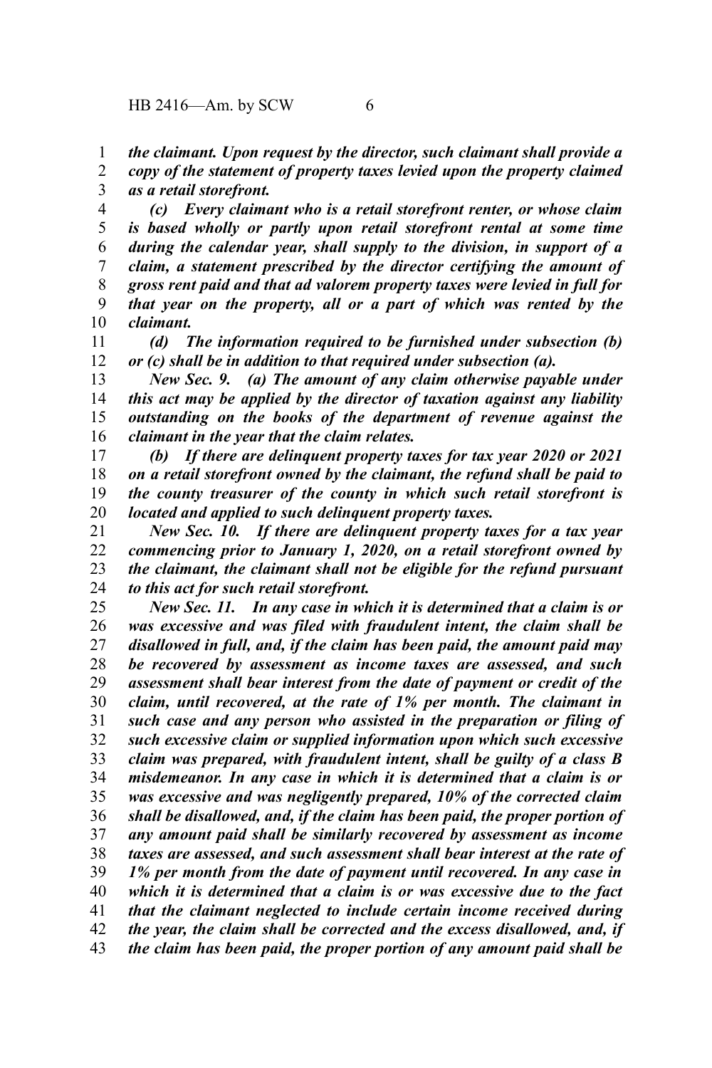*the claimant. Upon request by the director, such claimant shall provide a copy of the statement of property taxes levied upon the property claimed as a retail storefront.*

*(c) Every claimant who is a retail storefront renter, or whose claim is based wholly or partly upon retail storefront rental at some time during the calendar year, shall supply to the division, in support of a claim, a statement prescribed by the director certifying the amount of gross rent paid and that ad valorem property taxes were levied in full for that year on the property, all or a part of which was rented by the claimant.*

*(d) The information required to be furnished under subsection (b) or (c) shall be in addition to that required under subsection (a).*

*New Sec. 9. (a) The amount of any claim otherwise payable under this act may be applied by the director of taxation against any liability outstanding on the books of the department of revenue against the claimant in the year that the claim relates.*

*(b) If there are delinquent property taxes for tax year 2020 or 2021 on a retail storefront owned by the claimant, the refund shall be paid to the county treasurer of the county in which such retail storefront is located and applied to such delinquent property taxes.*

*New Sec. 10. If there are delinquent property taxes for a tax year commencing prior to January 1, 2020, on a retail storefront owned by the claimant, the claimant shall not be eligible for the refund pursuant to this act for such retail storefront.*

*New Sec. 11. In any case in which it is determined that a claim is or was excessive and was filed with fraudulent intent, the claim shall be disallowed in full, and, if the claim has been paid, the amount paid may be recovered by assessment as income taxes are assessed, and such assessment shall bear interest from the date of payment or credit of the claim, until recovered, at the rate of 1% per month. The claimant in such case and any person who assisted in the preparation or filing of such excessive claim or supplied information upon which such excessive claim was prepared, with fraudulent intent, shall be guilty of a class B misdemeanor. In any case in which it is determined that a claim is or was excessive and was negligently prepared, 10% of the corrected claim shall be disallowed, and, if the claim has been paid, the proper portion of any amount paid shall be similarly recovered by assessment as income taxes are assessed, and such assessment shall bear interest at the rate of 1% per month from the date of payment until recovered. In any case in which it is determined that a claim is or was excessive due to the fact that the claimant neglected to include certain income received during the year, the claim shall be corrected and the excess disallowed, and, if the claim has been paid, the proper portion of any amount paid shall be*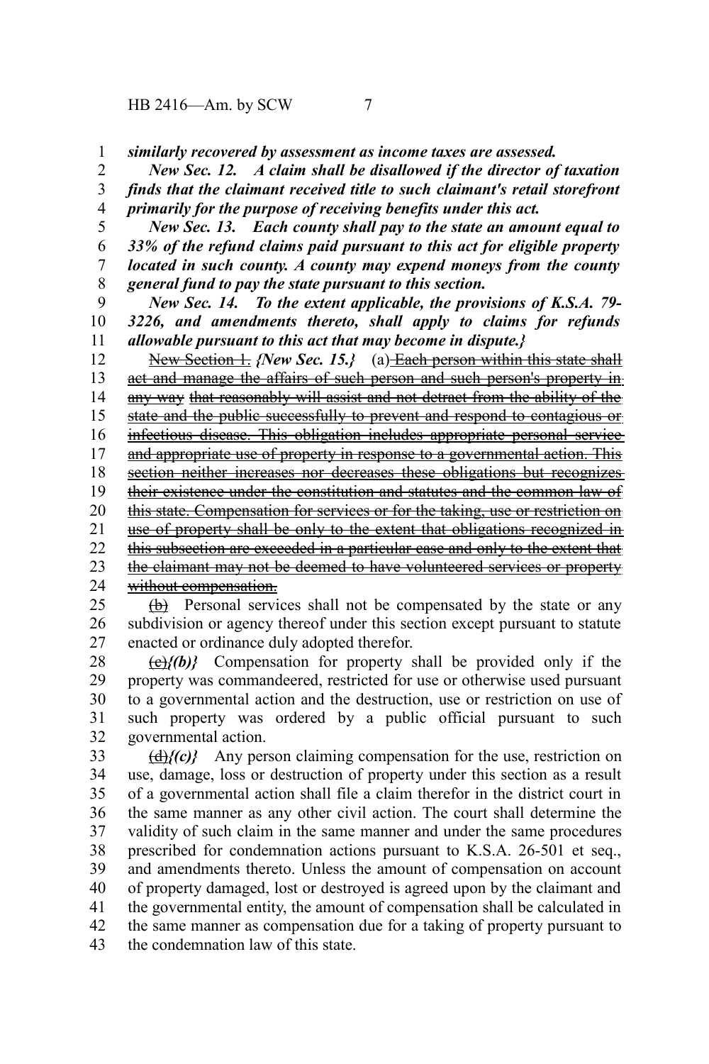***similarly recovered by assessment as income taxes are assessed.***

***New Sec. 12. A claim shall be disallowed if the director of taxation finds that the claimant received title to such claimant's retail storefront primarily for the purpose of receiving benefits under this act.***

***New Sec. 13. Each county shall pay to the state an amount equal to 33% of the refund claims paid pursuant to this act for eligible property located in such county. A county may expend moneys from the county general fund to pay the state pursuant to this section.***

***New Sec. 14. To the extent applicable, the provisions of K.S.A. 79-3226, and amendments thereto, shall apply to claims for refunds allowable pursuant to this act that may become in dispute.}***

~~New Section 1.~~ ***{New Sec. 15.}*** (a) ~~Each person within this state shall act and manage the affairs of such person and such person's property in any way~~ ~~that reasonably will assist and not detract from the ability of the state and the public successfully to prevent and respond to contagious or infectious disease. This obligation includes appropriate personal service and appropriate use of property in response to a governmental action. This section neither increases nor decreases these obligations but recognizes their existence under the constitution and statutes and the common law of this state. Compensation for services or for the taking, use or restriction on use of property shall be only to the extent that obligations recognized in this subsection are exceeded in a particular case and only to the extent that the claimant may not be deemed to have volunteered services or property without compensation.~~

~~(b)~~ Personal services shall not be compensated by the state or any subdivision or agency thereof under this section except pursuant to statute enacted or ordinance duly adopted therefor.

~~(c)~~***{(b)}*** Compensation for property shall be provided only if the property was commandeered, restricted for use or otherwise used pursuant to a governmental action and the destruction, use or restriction on use of such property was ordered by a public official pursuant to such governmental action.

~~(d)~~***{(c)}*** Any person claiming compensation for the use, restriction on use, damage, loss or destruction of property under this section as a result of a governmental action shall file a claim therefor in the district court in the same manner as any other civil action. The court shall determine the validity of such claim in the same manner and under the same procedures prescribed for condemnation actions pursuant to K.S.A. 26-501 et seq., and amendments thereto. Unless the amount of compensation on account of property damaged, lost or destroyed is agreed upon by the claimant and the governmental entity, the amount of compensation shall be calculated in the same manner as compensation due for a taking of property pursuant to the condemnation law of this state.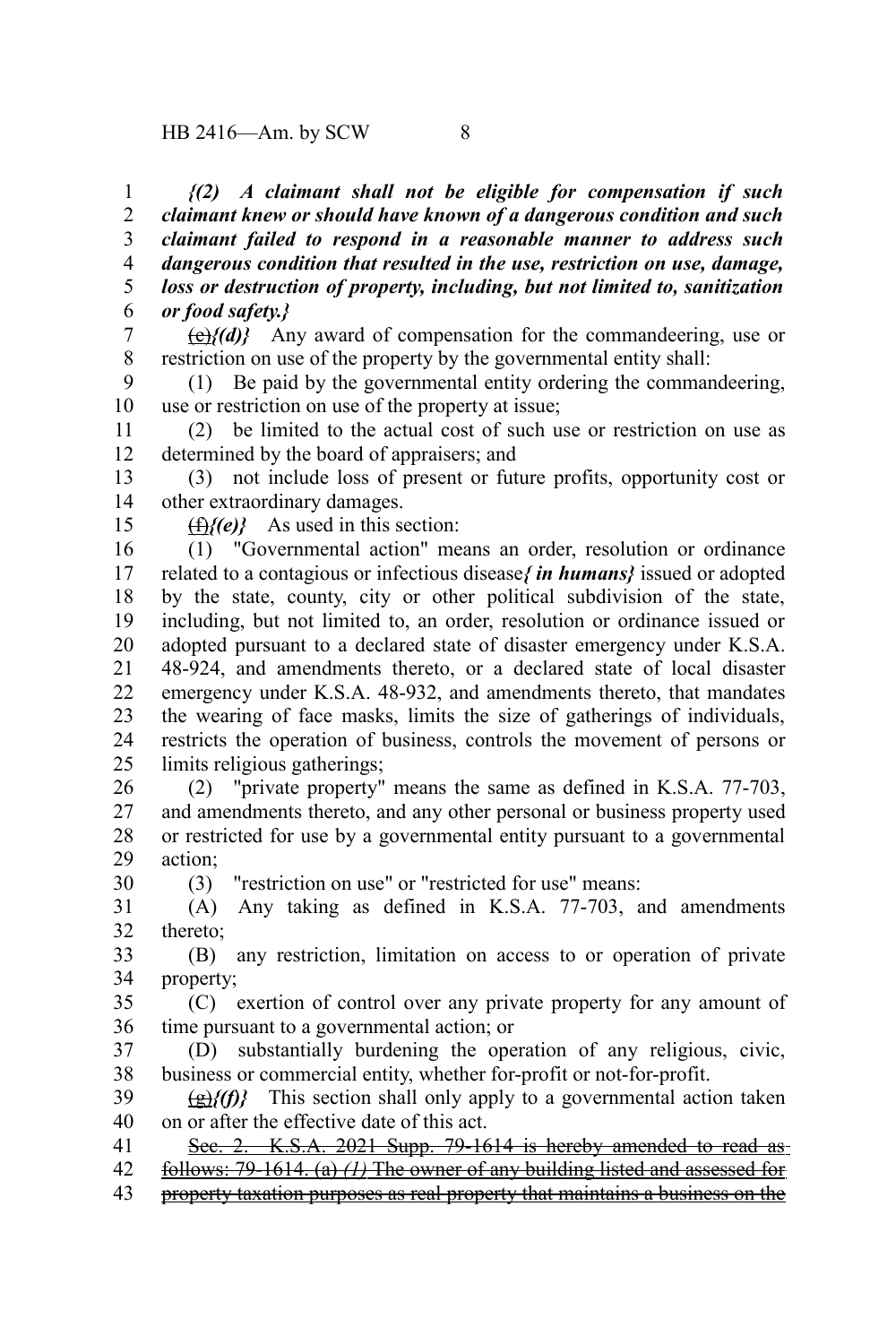***{(2) A claimant shall not be eligible for compensation if such claimant knew or should have known of a dangerous condition and such claimant failed to respond in a reasonable manner to address such dangerous condition that resulted in the use, restriction on use, damage, loss or destruction of property, including, but not limited to, sanitization or food safety.}***

~~(e)~~*{(d)}* Any award of compensation for the commandeering, use or restriction on use of the property by the governmental entity shall:

(1) Be paid by the governmental entity ordering the commandeering, use or restriction on use of the property at issue;

(2) be limited to the actual cost of such use or restriction on use as determined by the board of appraisers; and

(3) not include loss of present or future profits, opportunity cost or other extraordinary damages.

~~(f)~~*{(e)}* As used in this section:

(1) "Governmental action" means an order, resolution or ordinance related to a contagious or infectious disease***{ in humans}*** issued or adopted by the state, county, city or other political subdivision of the state, including, but not limited to, an order, resolution or ordinance issued or adopted pursuant to a declared state of disaster emergency under K.S.A. 48-924, and amendments thereto, or a declared state of local disaster emergency under K.S.A. 48-932, and amendments thereto, that mandates the wearing of face masks, limits the size of gatherings of individuals, restricts the operation of business, controls the movement of persons or limits religious gatherings;

(2) "private property" means the same as defined in K.S.A. 77-703, and amendments thereto, and any other personal or business property used or restricted for use by a governmental entity pursuant to a governmental action;

(3) "restriction on use" or "restricted for use" means:

(A) Any taking as defined in K.S.A. 77-703, and amendments thereto;

(B) any restriction, limitation on access to or operation of private property;

(C) exertion of control over any private property for any amount of time pursuant to a governmental action; or

(D) substantially burdening the operation of any religious, civic, business or commercial entity, whether for-profit or not-for-profit.

~~(g)~~*{(f)}* This section shall only apply to a governmental action taken on or after the effective date of this act.

~~Sec. 2. K.S.A. 2021 Supp. 79-1614 is hereby amended to read as follows: 79-1614. (a)~~ ~~*(1)*~~ ~~The owner of any building listed and assessed for property taxation purposes as real property that maintains a business on the~~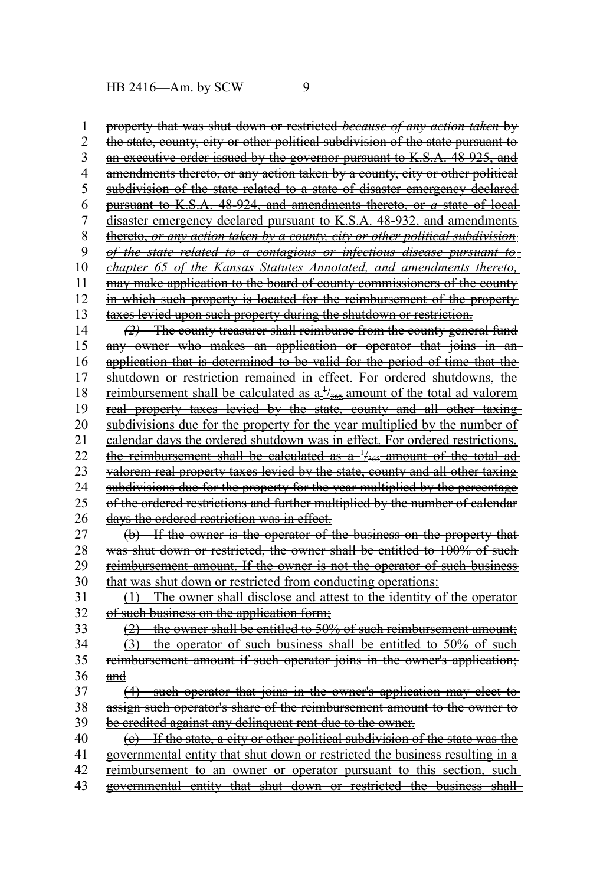property that was shut down or restricted *because of any action taken* by the state, county, city or other political subdivision of the state pursuant to an executive order issued by the governor pursuant to K.S.A. 48-925, and amendments thereto, or any action taken by a county, city or other political subdivision of the state related to a state of disaster emergency declared pursuant to K.S.A. 48-924, and amendments thereto, or *a* state of local disaster emergency declared pursuant to K.S.A. 48-932, and amendments thereto, *or any action taken by a county, city or other political subdivision of the state related to a contagious or infectious disease pursuant to chapter 65 of the Kansas Statutes Annotated, and amendments thereto,* may make application to the board of county commissioners of the county in which such property is located for the reimbursement of the property taxes levied upon such property during the shutdown or restriction.

*(2)* The county treasurer shall reimburse from the county general fund any owner who makes an application or operator that joins in an application that is determined to be valid for the period of time that the shutdown or restriction remained in effect. For ordered shutdowns, the reimbursement shall be calculated as a $^{1}/_{365}$ amount of the total ad valorem real property taxes levied by the state, county and all other taxing subdivisions due for the property for the year multiplied by the number of calendar days the ordered shutdown was in effect. For ordered restrictions, the reimbursement shall be calculated as a $^{1}/_{365}$ amount of the total ad valorem real property taxes levied by the state, county and all other taxing subdivisions due for the property for the year multiplied by the percentage of the ordered restrictions and further multiplied by the number of calendar days the ordered restriction was in effect.

(b) If the owner is the operator of the business on the property that was shut down or restricted, the owner shall be entitled to 100% of such reimbursement amount. If the owner is not the operator of such business that was shut down or restricted from conducting operations:

(1) The owner shall disclose and attest to the identity of the operator of such business on the application form;

(2) the owner shall be entitled to 50% of such reimbursement amount;

(3) the operator of such business shall be entitled to 50% of such reimbursement amount if such operator joins in the owner's application; and

(4) such operator that joins in the owner's application may elect to assign such operator's share of the reimbursement amount to the owner to be credited against any delinquent rent due to the owner.

(c) If the state, a city or other political subdivision of the state was the governmental entity that shut down or restricted the business resulting in a reimbursement to an owner or operator pursuant to this section, such governmental entity that shut down or restricted the business shall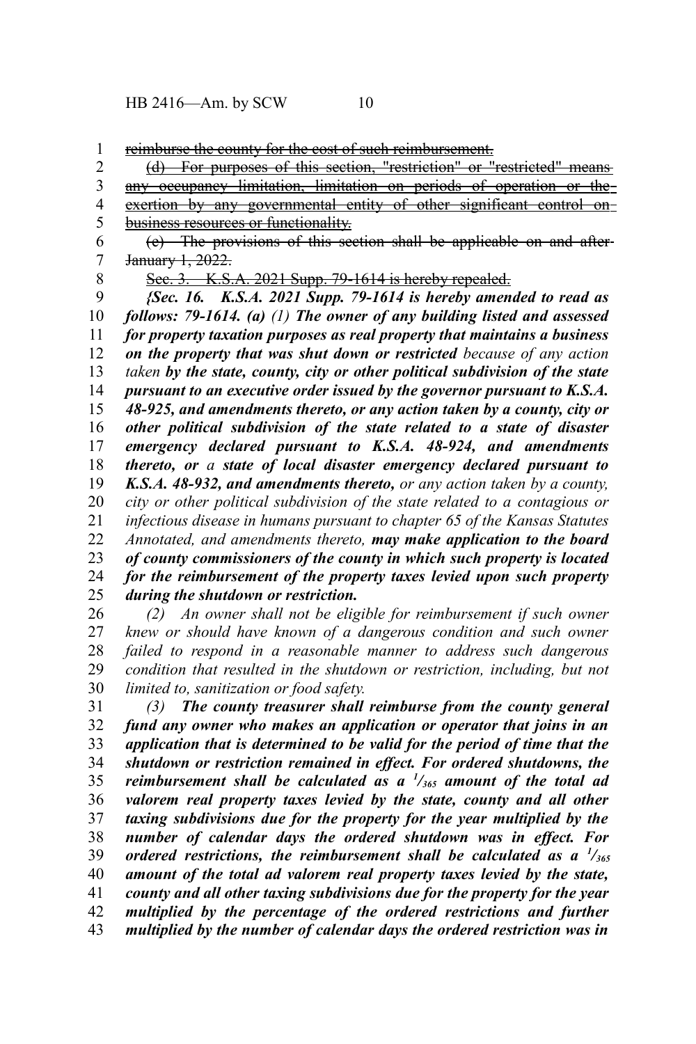~~reimburse the county for the cost of such reimbursement.~~

~~(d) For purposes of this section, "restriction" or "restricted" means any occupancy limitation, limitation on periods of operation or the exertion by any governmental entity of other significant control on business resources or functionality.~~

~~(e) The provisions of this section shall be applicable on and after January 1, 2022.~~

~~Sec. 3. K.S.A. 2021 Supp. 79-1614 is hereby repealed.~~

***{Sec. 16. K.S.A. 2021 Supp. 79-1614 is hereby amended to read as follows: 79-1614. (a)** (1) **The owner of any building listed and assessed for property taxation purposes as real property that maintains a business on the property that was shut down or restricted** because of any action taken **by the state, county, city or other political subdivision of the state pursuant to an executive order issued by the governor pursuant to K.S.A. 48-925, and amendments thereto, or any action taken by a county, city or other political subdivision of the state related to a state of disaster emergency declared pursuant to K.S.A. 48-924, and amendments thereto, or** a **state of local disaster emergency declared pursuant to K.S.A. 48-932, and amendments thereto,** or any action taken by a county, city or other political subdivision of the state related to a contagious or infectious disease in humans pursuant to chapter 65 of the Kansas Statutes Annotated, and amendments thereto, **may make application to the board of county commissioners of the county in which such property is located for the reimbursement of the property taxes levied upon such property during the shutdown or restriction.***

*(2) An owner shall not be eligible for reimbursement if such owner knew or should have known of a dangerous condition and such owner failed to respond in a reasonable manner to address such dangerous condition that resulted in the shutdown or restriction, including, but not limited to, sanitization or food safety.*

***(3) The county treasurer shall reimburse from the county general fund any owner who makes an application or operator that joins in an application that is determined to be valid for the period of time that the shutdown or restriction remained in effect. For ordered shutdowns, the reimbursement shall be calculated as a $^{1}/_{365}$ amount of the total ad valorem real property taxes levied by the state, county and all other taxing subdivisions due for the property for the year multiplied by the number of calendar days the ordered shutdown was in effect. For ordered restrictions, the reimbursement shall be calculated as a $^{1}/_{365}$ amount of the total ad valorem real property taxes levied by the state, county and all other taxing subdivisions due for the property for the year multiplied by the percentage of the ordered restrictions and further multiplied by the number of calendar days the ordered restriction was in***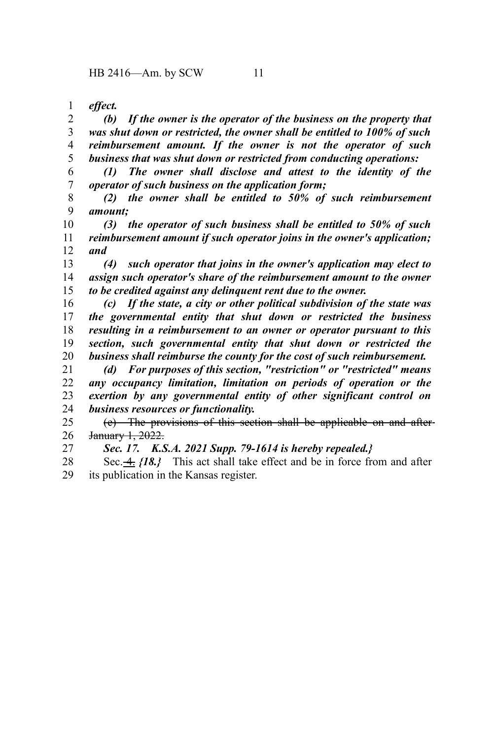***effect.***

***(b) If the owner is the operator of the business on the property that was shut down or restricted, the owner shall be entitled to 100% of such reimbursement amount. If the owner is not the operator of such business that was shut down or restricted from conducting operations:***

***(1) The owner shall disclose and attest to the identity of the operator of such business on the application form;***

***(2) the owner shall be entitled to 50% of such reimbursement amount;***

***(3) the operator of such business shall be entitled to 50% of such reimbursement amount if such operator joins in the owner's application; and***

***(4) such operator that joins in the owner's application may elect to assign such operator's share of the reimbursement amount to the owner to be credited against any delinquent rent due to the owner.***

***(c) If the state, a city or other political subdivision of the state was the governmental entity that shut down or restricted the business resulting in a reimbursement to an owner or operator pursuant to this section, such governmental entity that shut down or restricted the business shall reimburse the county for the cost of such reimbursement.***

***(d) For purposes of this section, "restriction" or "restricted" means any occupancy limitation, limitation on periods of operation or the exertion by any governmental entity of other significant control on business resources or functionality.***

~~(e) The provisions of this section shall be applicable on and after January 1, 2022.~~

***Sec. 17. K.S.A. 2021 Supp. 79-1614 is hereby repealed.}***

Sec. ~~4.~~ ***{18.}*** This act shall take effect and be in force from and after its publication in the Kansas register.